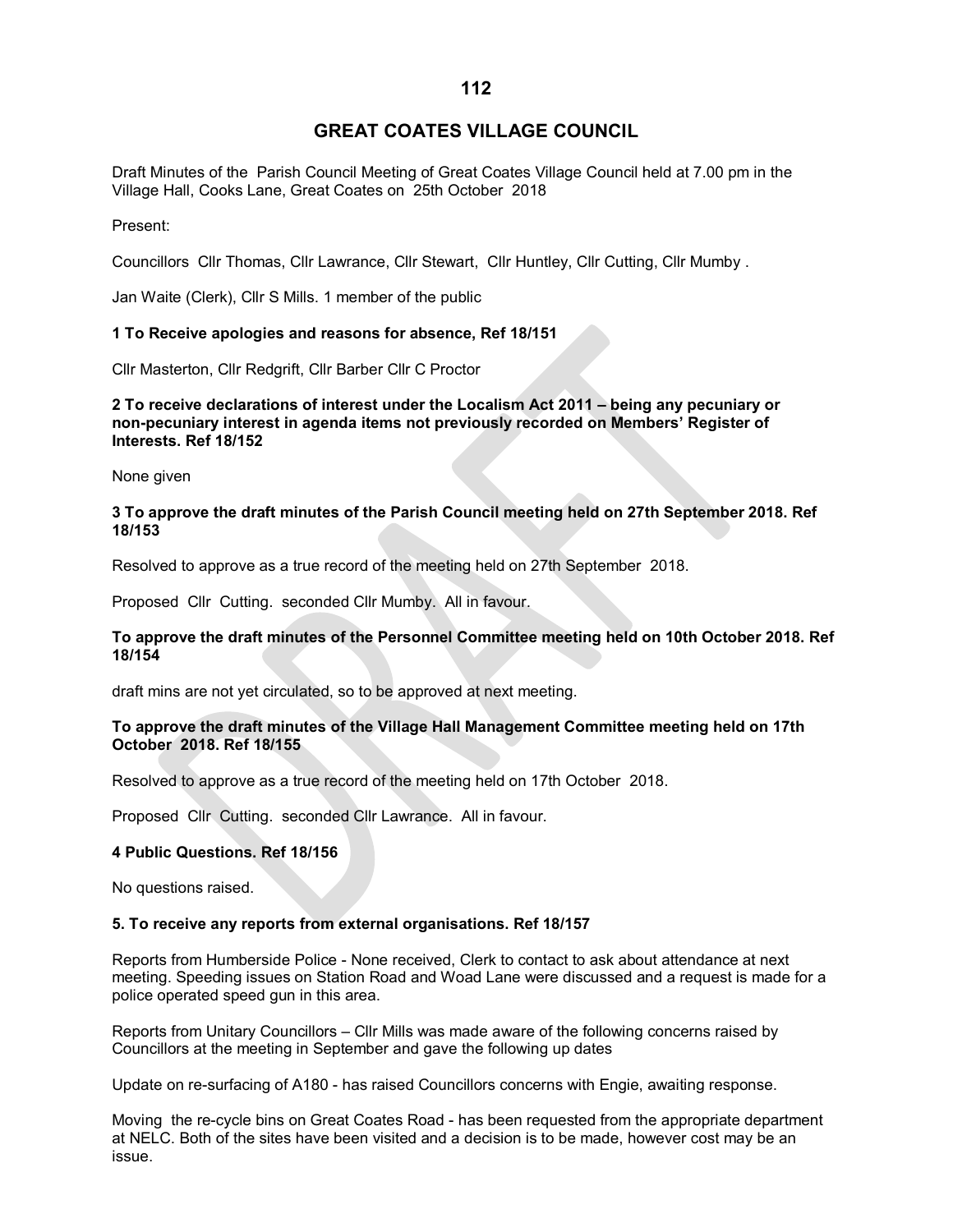# GREAT COATES VILLAGE COUNCIL

Draft Minutes of the Parish Council Meeting of Great Coates Village Council held at 7.00 pm in the Village Hall, Cooks Lane, Great Coates on 25th October 2018

Present:

Councillors Cllr Thomas, Cllr Lawrance, Cllr Stewart, Cllr Huntley, Cllr Cutting, Cllr Mumby .

Jan Waite (Clerk), Cllr S Mills. 1 member of the public

**1 To Receive apologies and reasons for absence, Ref 18/151**

Cllr Masterton, Cllr Redgrift, Cllr Barber Cllr C Proctor

**2 To receive declarations of interest under the Localism Act 2011 – being any pecuniary or non-pecuniary interest in agenda items not previously recorded on Members' Register of Interests. Ref 18/152**

None given

**3 To approve the draft minutes of the Parish Council meeting held on 27th September 2018. Ref 18/153**

Resolved to approve as a true record of the meeting held on 27th September 2018.

Proposed Cllr Cutting. seconded Cllr Mumby. All in favour.

**To approve the draft minutes of the Personnel Committee meeting held on 10th October 2018. Ref 18/154**

draft mins are not yet circulated, so to be approved at next meeting.

**To approve the draft minutes of the Village Hall Management Committee meeting held on 17th October 2018. Ref 18/155**

Resolved to approve as a true record of the meeting held on 17th October 2018.

Proposed Cllr Cutting. seconded Cllr Lawrance. All in favour.

**4 Public Questions. Ref 18/156**

No questions raised.

**5. To receive any reports from external organisations. Ref 18/157**

Reports from Humberside Police - None received, Clerk to contact to ask about attendance at next meeting. Speeding issues on Station Road and Woad Lane were discussed and a request is made for a police operated speed gun in this area.

Reports from Unitary Councillors – Cllr Mills was made aware of the following concerns raised by Councillors at the meeting in September and gave the following up dates

Update on re-surfacing of A180 - has raised Councillors concerns with Engie, awaiting response.

Moving the re-cycle bins on Great Coates Road - has been requested from the appropriate department at NELC. Both of the sites have been visited and a decision is to be made, however cost may be an issue.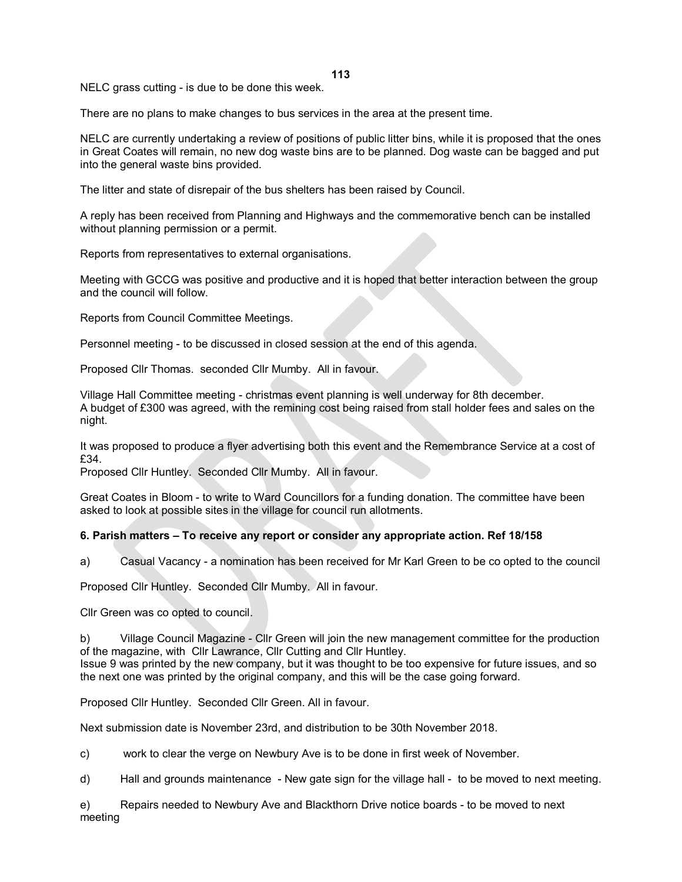NELC grass cutting - is due to be done this week.

There are no plans to make changes to bus services in the area at the present time.

NELC are currently undertaking a review of positions of public litter bins, while it is proposed that the ones in Great Coates will remain, no new dog waste bins are to be planned. Dog waste can be bagged and put into the general waste bins provided.

The litter and state of disrepair of the bus shelters has been raised by Council.

A reply has been received from Planning and Highways and the commemorative bench can be installed without planning permission or a permit.

Reports from representatives to external organisations.

Meeting with GCCG was positive and productive and it is hoped that better interaction between the group and the council will follow.

Reports from Council Committee Meetings.

Personnel meeting - to be discussed in closed session at the end of this agenda.

Proposed Cllr Thomas. seconded Cllr Mumby. All in favour.

Village Hall Committee meeting - christmas event planning is well underway for 8th december.
A budget of £300 was agreed, with the remining cost being raised from stall holder fees and sales on the night.

It was proposed to produce a flyer advertising both this event and the Remembrance Service at a cost of £34.
Proposed Cllr Huntley. Seconded Cllr Mumby. All in favour.

Great Coates in Bloom - to write to Ward Councillors for a funding donation. The committee have been asked to look at possible sites in the village for council run allotments.

**6. Parish matters – To receive any report or consider any appropriate action. Ref 18/158**

a) Casual Vacancy - a nomination has been received for Mr Karl Green to be co opted to the council

Proposed Cllr Huntley. Seconded Cllr Mumby. All in favour.

Cllr Green was co opted to council.

b) Village Council Magazine - Cllr Green will join the new management committee for the production of the magazine, with Cllr Lawrance, Cllr Cutting and Cllr Huntley.
Issue 9 was printed by the new company, but it was thought to be too expensive for future issues, and so the next one was printed by the original company, and this will be the case going forward.

Proposed Cllr Huntley. Seconded Cllr Green. All in favour.

Next submission date is November 23rd, and distribution to be 30th November 2018.

c) work to clear the verge on Newbury Ave is to be done in first week of November.

d) Hall and grounds maintenance - New gate sign for the village hall - to be moved to next meeting.

e) Repairs needed to Newbury Ave and Blackthorn Drive notice boards - to be moved to next meeting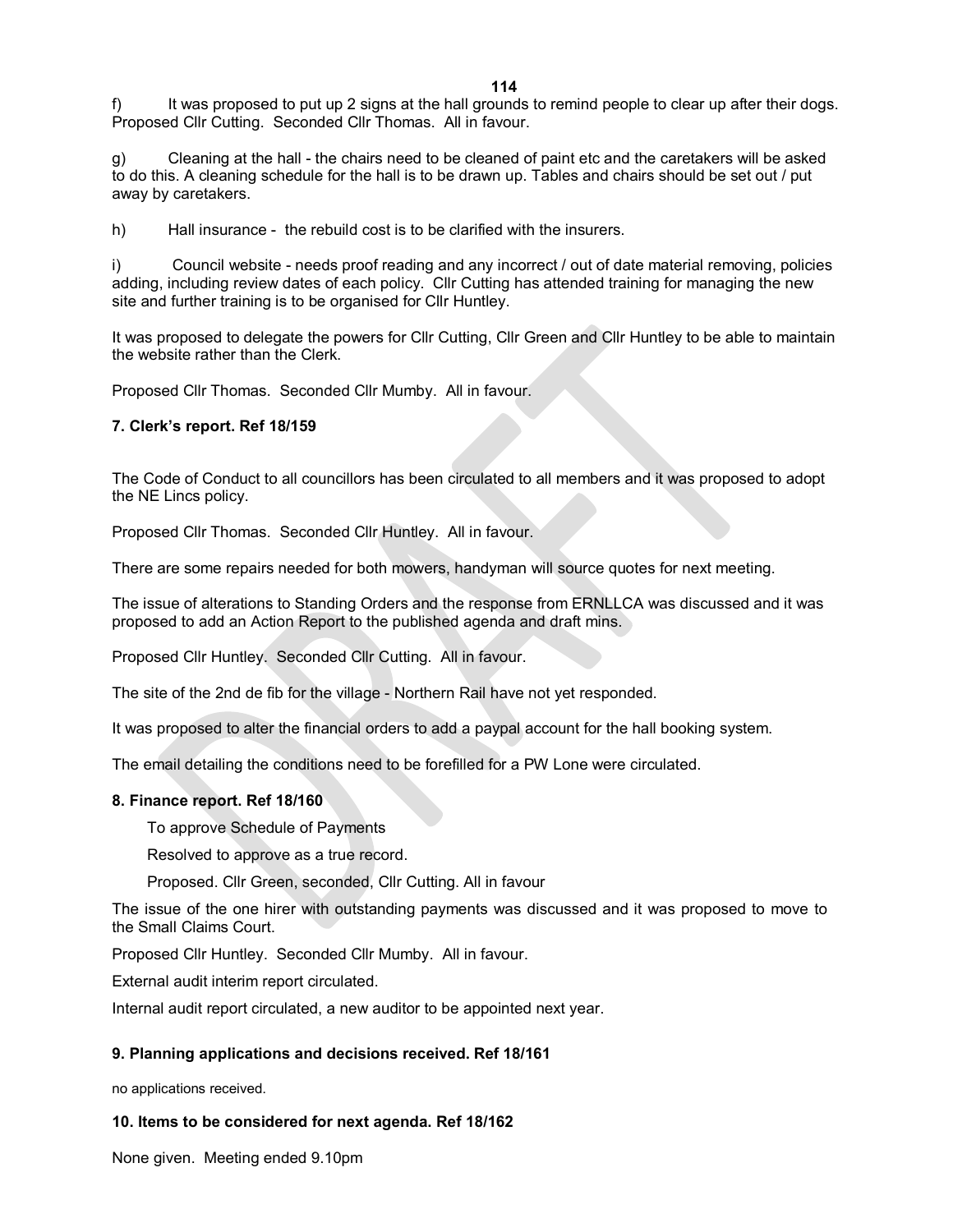f) It was proposed to put up 2 signs at the hall grounds to remind people to clear up after their dogs. Proposed Cllr Cutting. Seconded Cllr Thomas. All in favour.

g) Cleaning at the hall - the chairs need to be cleaned of paint etc and the caretakers will be asked to do this. A cleaning schedule for the hall is to be drawn up. Tables and chairs should be set out / put away by caretakers.

h) Hall insurance - the rebuild cost is to be clarified with the insurers.

i) Council website - needs proof reading and any incorrect / out of date material removing, policies adding, including review dates of each policy. Cllr Cutting has attended training for managing the new site and further training is to be organised for Cllr Huntley.

It was proposed to delegate the powers for Cllr Cutting, Cllr Green and Cllr Huntley to be able to maintain the website rather than the Clerk.

Proposed Cllr Thomas. Seconded Cllr Mumby. All in favour.

**7. Clerk's report. Ref 18/159**

The Code of Conduct to all councillors has been circulated to all members and it was proposed to adopt the NE Lincs policy.

Proposed Cllr Thomas. Seconded Cllr Huntley. All in favour.

There are some repairs needed for both mowers, handyman will source quotes for next meeting.

The issue of alterations to Standing Orders and the response from ERNLLCA was discussed and it was proposed to add an Action Report to the published agenda and draft mins.

Proposed Cllr Huntley. Seconded Cllr Cutting. All in favour.

The site of the 2nd de fib for the village - Northern Rail have not yet responded.

It was proposed to alter the financial orders to add a paypal account for the hall booking system.

The email detailing the conditions need to be forefilled for a PW Lone were circulated.

**8. Finance report. Ref 18/160**

To approve Schedule of Payments

Resolved to approve as a true record.

Proposed. Cllr Green, seconded, Cllr Cutting. All in favour

The issue of the one hirer with outstanding payments was discussed and it was proposed to move to the Small Claims Court.

Proposed Cllr Huntley. Seconded Cllr Mumby. All in favour.

External audit interim report circulated.

Internal audit report circulated, a new auditor to be appointed next year.

**9. Planning applications and decisions received. Ref 18/161**

no applications received.

**10. Items to be considered for next agenda. Ref 18/162**

None given. Meeting ended 9.10pm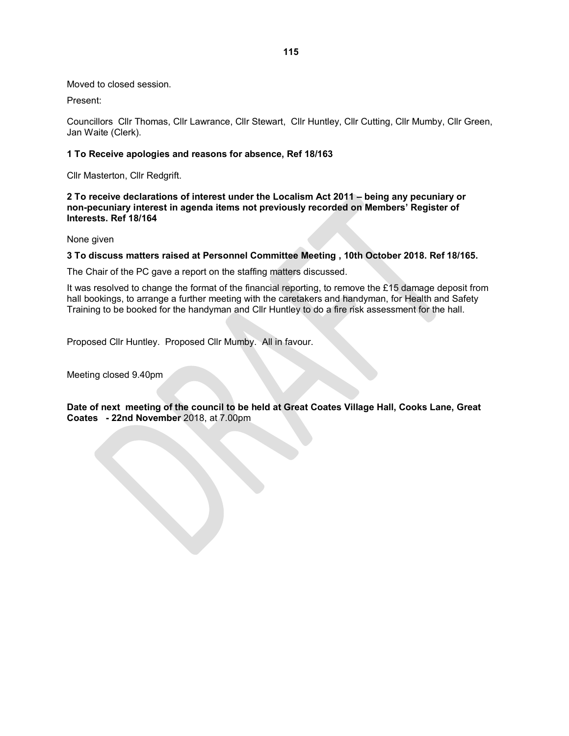Moved to closed session.

Present:

Councillors Cllr Thomas, Cllr Lawrance, Cllr Stewart, Cllr Huntley, Cllr Cutting, Cllr Mumby, Cllr Green, Jan Waite (Clerk).

**1 To Receive apologies and reasons for absence, Ref 18/163**

Cllr Masterton, Cllr Redgrift.

**2 To receive declarations of interest under the Localism Act 2011 – being any pecuniary or non-pecuniary interest in agenda items not previously recorded on Members' Register of Interests. Ref 18/164**

None given

**3 To discuss matters raised at Personnel Committee Meeting , 10th October 2018. Ref 18/165.**

The Chair of the PC gave a report on the staffing matters discussed.

It was resolved to change the format of the financial reporting, to remove the £15 damage deposit from hall bookings, to arrange a further meeting with the caretakers and handyman, for Health and Safety Training to be booked for the handyman and Cllr Huntley to do a fire risk assessment for the hall.

Proposed Cllr Huntley. Proposed Cllr Mumby. All in favour.

Meeting closed 9.40pm

**Date of next meeting of the council to be held at Great Coates Village Hall, Cooks Lane, Great Coates - 22nd November** 2018, at 7.00pm